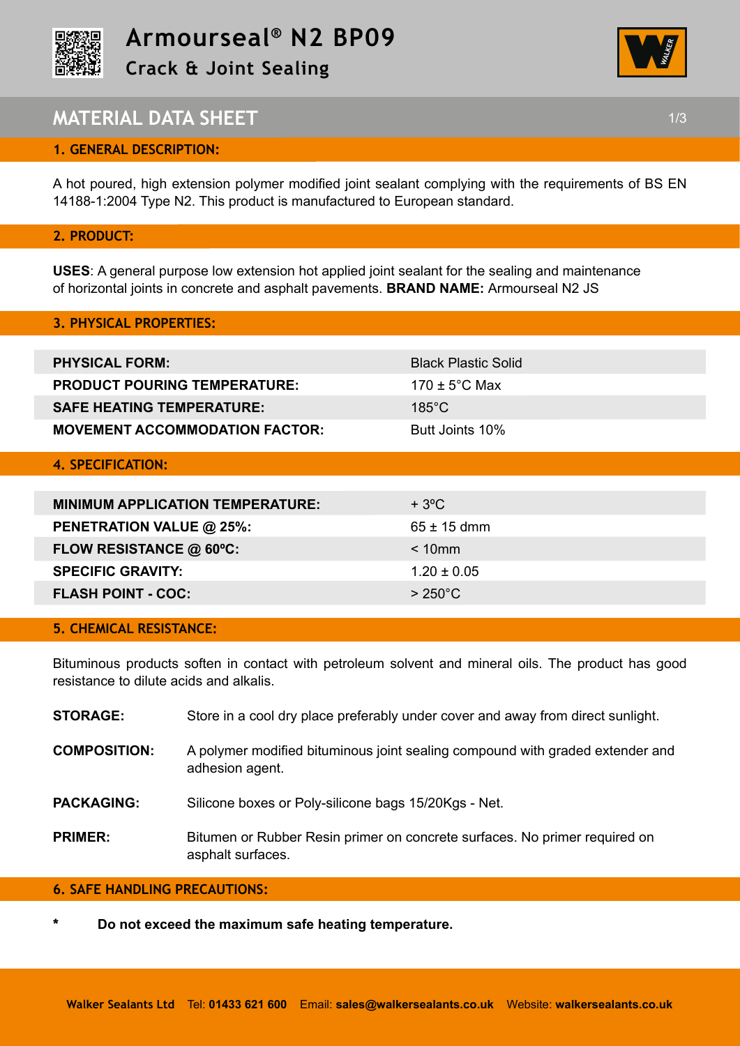# Armourseal® N2 BP09

## Crack & Joint Sealing

# MATERIAL DATA SHEET

## 1. GENERAL DESCRIPTION:

A hot poured, high extension polymer modified joint sealant complying with the requirements of BS EN 14188-1:2004 Type N2. This product is manufactured to European standard.

## 2. PRODUCT:

**USES**: A general purpose low extension hot applied joint sealant for the sealing and maintenance of horizontal joints in concrete and asphalt pavements. **BRAND NAME:** Armourseal N2 JS

## 3. PHYSICAL PROPERTIES:

| | |
|---|---|
| **PHYSICAL FORM:** | Black Plastic Solid |
| **PRODUCT POURING TEMPERATURE:** | 170 ± 5°C Max |
| **SAFE HEATING TEMPERATURE:** | 185°C |
| **MOVEMENT ACCOMMODATION FACTOR:** | Butt Joints 10% |

## 4. SPECIFICATION:

| | |
|---|---|
| **MINIMUM APPLICATION TEMPERATURE:** | + 3ºC |
| **PENETRATION VALUE @ 25%:** | 65 ± 15 dmm |
| **FLOW RESISTANCE @ 60ºC:** | < 10mm |
| **SPECIFIC GRAVITY:** | 1.20 ± 0.05 |
| **FLASH POINT - COC:** | > 250°C |

## 5. CHEMICAL RESISTANCE:

Bituminous products soften in contact with petroleum solvent and mineral oils. The product has good resistance to dilute acids and alkalis.

**STORAGE:** Store in a cool dry place preferably under cover and away from direct sunlight.

**COMPOSITION:** A polymer modified bituminous joint sealing compound with graded extender and adhesion agent.

**PACKAGING:** Silicone boxes or Poly-silicone bags 15/20Kgs - Net.

**PRIMER:** Bitumen or Rubber Resin primer on concrete surfaces. No primer required on asphalt surfaces.

## 6. SAFE HANDLING PRECAUTIONS:

* **Do not exceed the maximum safe heating temperature.**

**Walker Sealants Ltd** Tel: **01433 621 600** Email: **sales@walkersealants.co.uk** Website: **walkersealants.co.uk**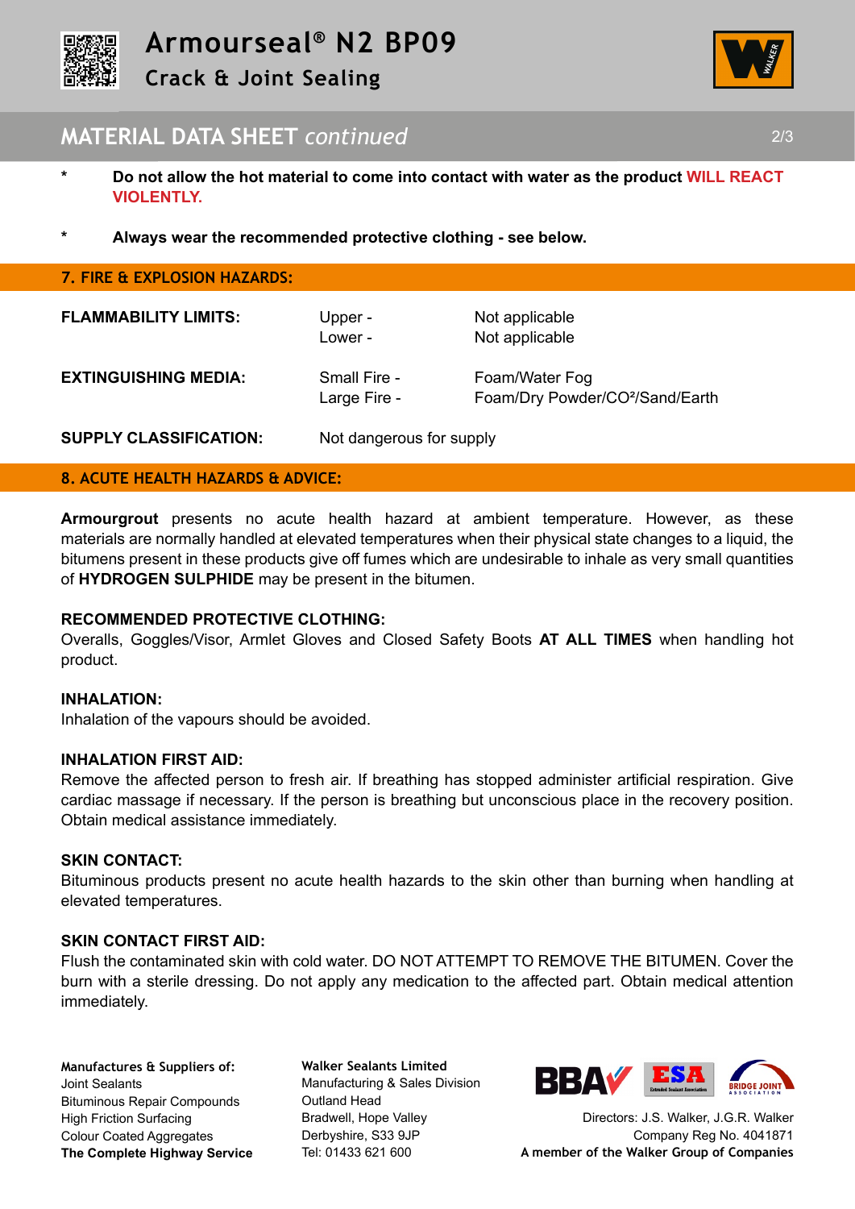## MATERIAL DATA SHEET *continued*

- **Do not allow the hot material to come into contact with water as the product WILL REACT VIOLENTLY.**

- **Always wear the recommended protective clothing - see below.**

## 7. FIRE & EXPLOSION HAZARDS:

| | | |
|---|---|---|
| **FLAMMABILITY LIMITS:** | Upper - | Not applicable |
| | Lower - | Not applicable |
| **EXTINGUISHING MEDIA:** | Small Fire - | Foam/Water Fog |
| | Large Fire - | Foam/Dry Powder/$CO^2$/Sand/Earth |
| **SUPPLY CLASSIFICATION:** | Not dangerous for supply | |

## 8. ACUTE HEALTH HAZARDS & ADVICE:

**Armourgrout** presents no acute health hazard at ambient temperature. However, as these materials are normally handled at elevated temperatures when their physical state changes to a liquid, the bitumens present in these products give off fumes which are undesirable to inhale as very small quantities of **HYDROGEN SULPHIDE** may be present in the bitumen.

**RECOMMENDED PROTECTIVE CLOTHING:**
Overalls, Goggles/Visor, Armlet Gloves and Closed Safety Boots **AT ALL TIMES** when handling hot product.

**INHALATION:**
Inhalation of the vapours should be avoided.

**INHALATION FIRST AID:**
Remove the affected person to fresh air. If breathing has stopped administer artificial respiration. Give cardiac massage if necessary. If the person is breathing but unconscious place in the recovery position. Obtain medical assistance immediately.

**SKIN CONTACT:**
Bituminous products present no acute health hazards to the skin other than burning when handling at elevated temperatures.

**SKIN CONTACT FIRST AID:**
Flush the contaminated skin with cold water. DO NOT ATTEMPT TO REMOVE THE BITUMEN. Cover the burn with a sterile dressing. Do not apply any medication to the affected part. Obtain medical attention immediately.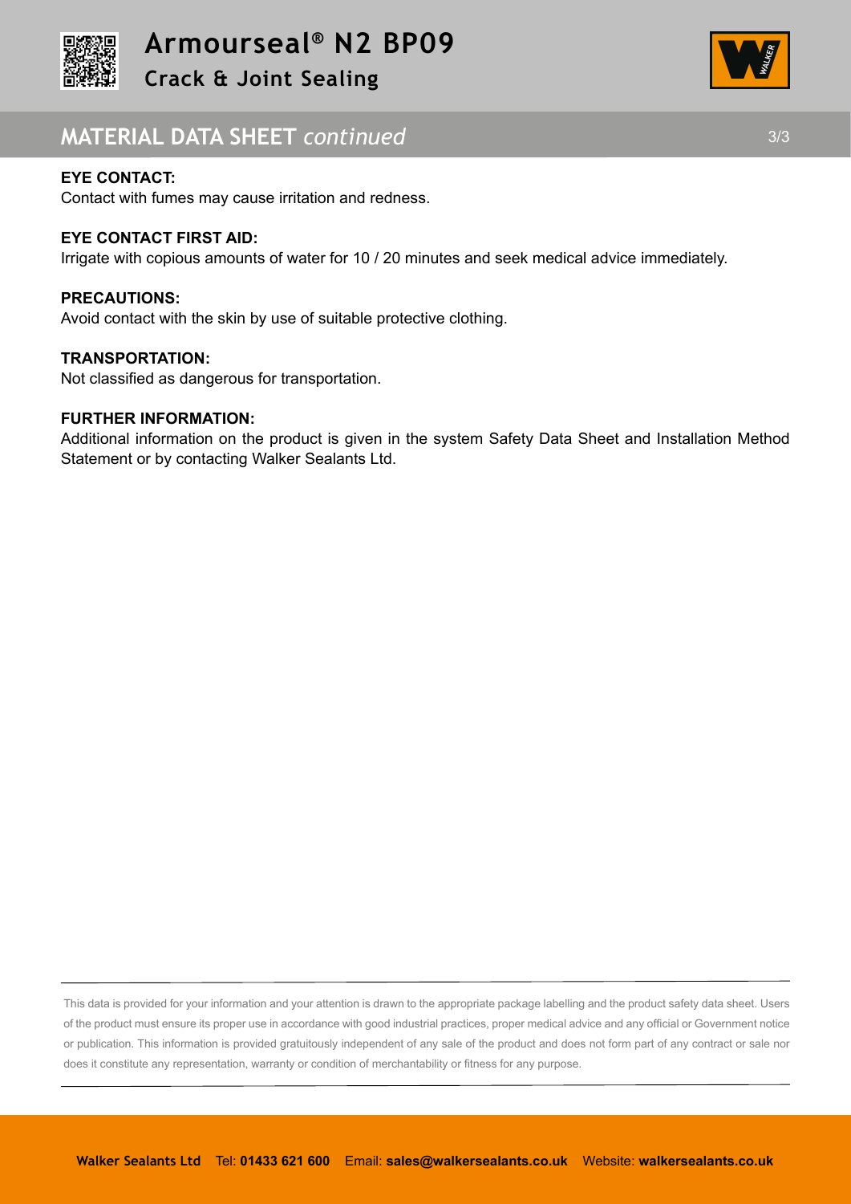**EYE CONTACT:**
Contact with fumes may cause irritation and redness.

**EYE CONTACT FIRST AID:**
Irrigate with copious amounts of water for 10 / 20 minutes and seek medical advice immediately.

**PRECAUTIONS:**
Avoid contact with the skin by use of suitable protective clothing.

**TRANSPORTATION:**
Not classified as dangerous for transportation.

**FURTHER INFORMATION:**
Additional information on the product is given in the system Safety Data Sheet and Installation Method Statement or by contacting Walker Sealants Ltd.

This data is provided for your information and your attention is drawn to the appropriate package labelling and the product safety data sheet. Users of the product must ensure its proper use in accordance with good industrial practices, proper medical advice and any official or Government notice or publication. This information is provided gratuitously independent of any sale of the product and does not form part of any contract or sale nor does it constitute any representation, warranty or condition of merchantability or fitness for any purpose.